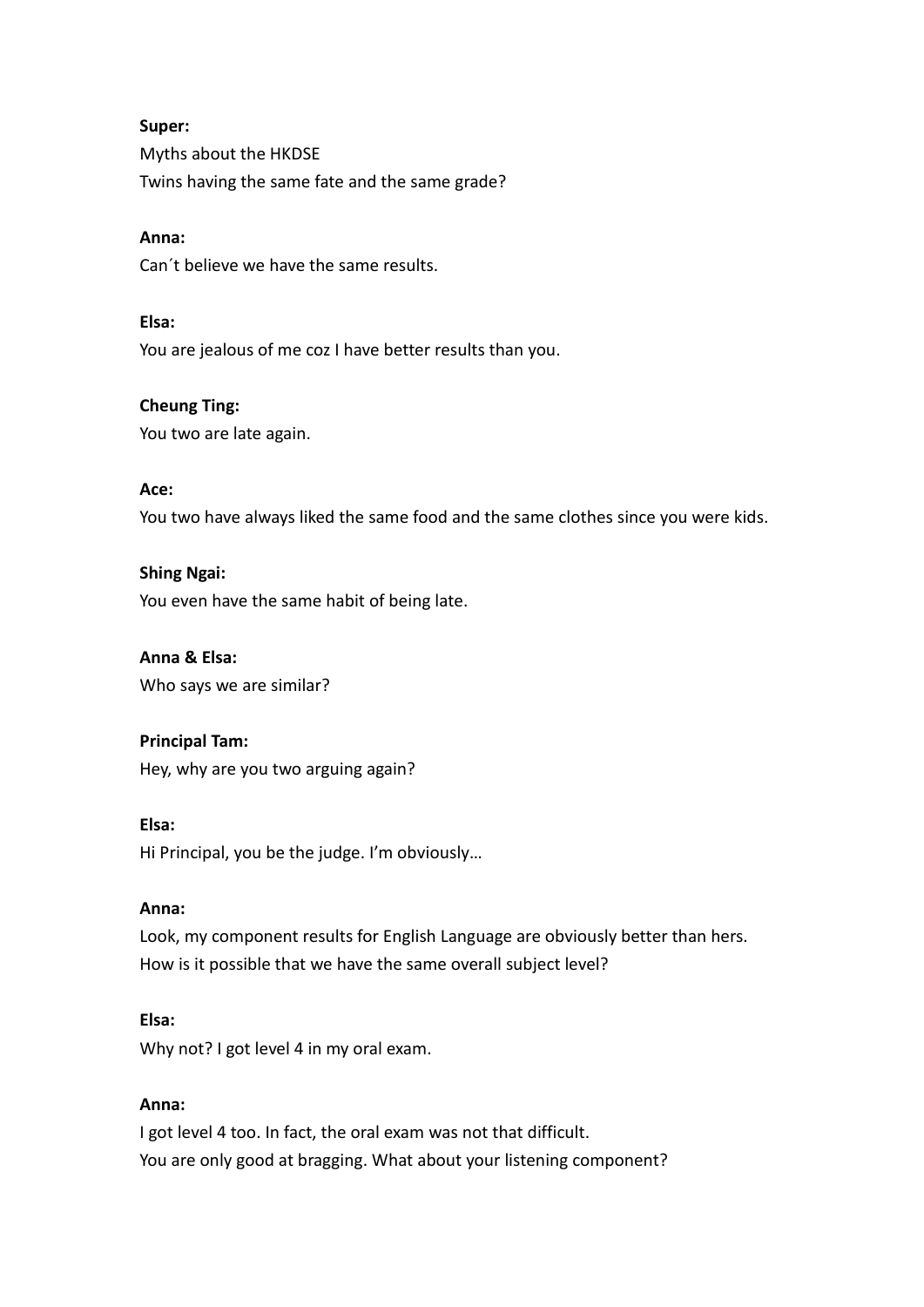**Super:**

Myths about the HKDSE
Twins having the same fate and the same grade?

**Anna:**

Can´t believe we have the same results.

**Elsa:**

You are jealous of me coz I have better results than you.

**Cheung Ting:**

You two are late again.

**Ace:**

You two have always liked the same food and the same clothes since you were kids.

**Shing Ngai:**

You even have the same habit of being late.

**Anna & Elsa:**

Who says we are similar?

**Principal Tam:**

Hey, why are you two arguing again?

**Elsa:**

Hi Principal, you be the judge. I'm obviously…

**Anna:**

Look, my component results for English Language are obviously better than hers.
How is it possible that we have the same overall subject level?

**Elsa:**

Why not? I got level 4 in my oral exam.

**Anna:**

I got level 4 too. In fact, the oral exam was not that difficult.
You are only good at bragging. What about your listening component?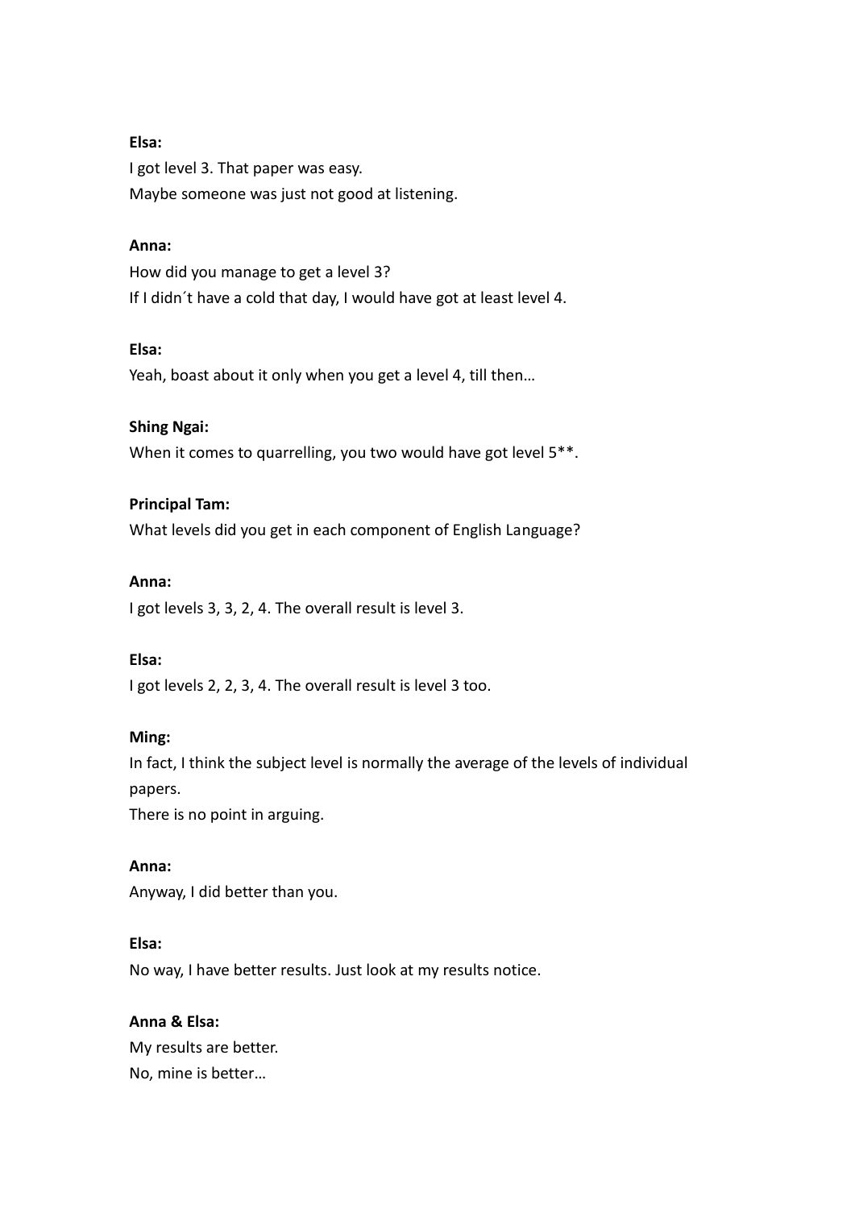**Elsa:**

I got level 3. That paper was easy.
Maybe someone was just not good at listening.

**Anna:**

How did you manage to get a level 3?
If I didn´t have a cold that day, I would have got at least level 4.

**Elsa:**

Yeah, boast about it only when you get a level 4, till then…

**Shing Ngai:**

When it comes to quarrelling, you two would have got level 5**.

**Principal Tam:**

What levels did you get in each component of English Language?

**Anna:**

I got levels 3, 3, 2, 4. The overall result is level 3.

**Elsa:**

I got levels 2, 2, 3, 4. The overall result is level 3 too.

**Ming:**

In fact, I think the subject level is normally the average of the levels of individual papers.
There is no point in arguing.

**Anna:**

Anyway, I did better than you.

**Elsa:**

No way, I have better results. Just look at my results notice.

**Anna & Elsa:**

My results are better.
No, mine is better…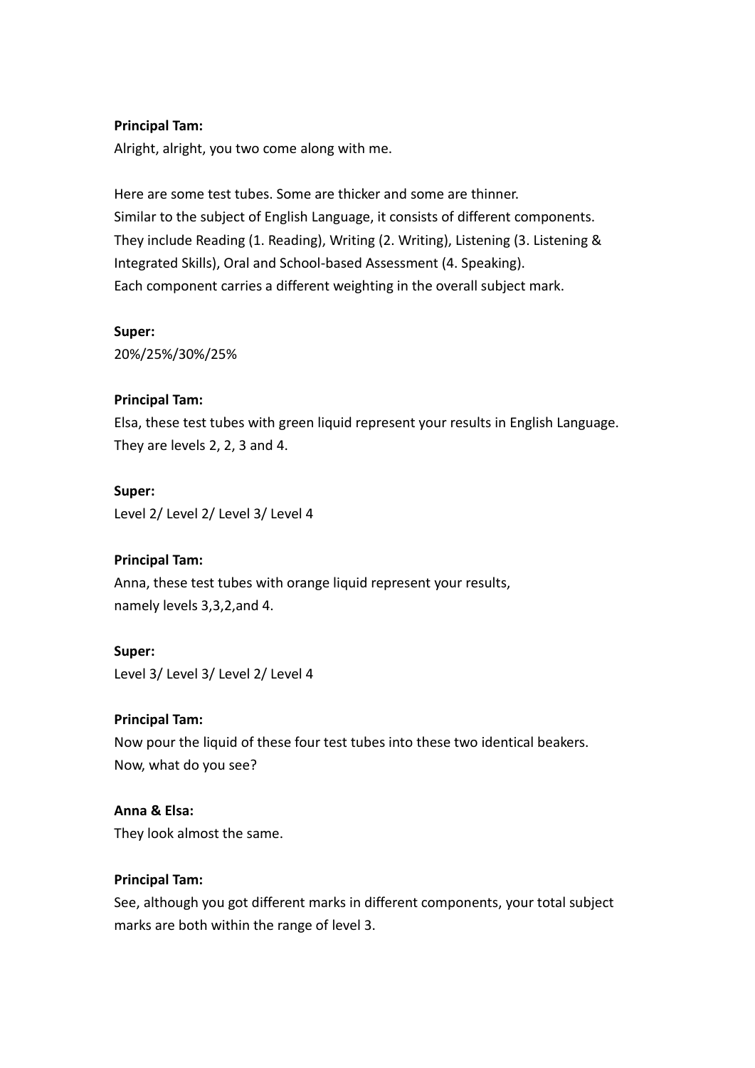**Principal Tam:**
Alright, alright, you two come along with me.

Here are some test tubes. Some are thicker and some are thinner.
Similar to the subject of English Language, it consists of different components.
They include Reading (1. Reading), Writing (2. Writing), Listening (3. Listening & Integrated Skills), Oral and School-based Assessment (4. Speaking).
Each component carries a different weighting in the overall subject mark.

**Super:**
20%/25%/30%/25%

**Principal Tam:**
Elsa, these test tubes with green liquid represent your results in English Language.
They are levels 2, 2, 3 and 4.

**Super:**
Level 2/ Level 2/ Level 3/ Level 4

**Principal Tam:**
Anna, these test tubes with orange liquid represent your results,
namely levels 3,3,2,and 4.

**Super:**
Level 3/ Level 3/ Level 2/ Level 4

**Principal Tam:**
Now pour the liquid of these four test tubes into these two identical beakers.
Now, what do you see?

**Anna & Elsa:**
They look almost the same.

**Principal Tam:**
See, although you got different marks in different components, your total subject marks are both within the range of level 3.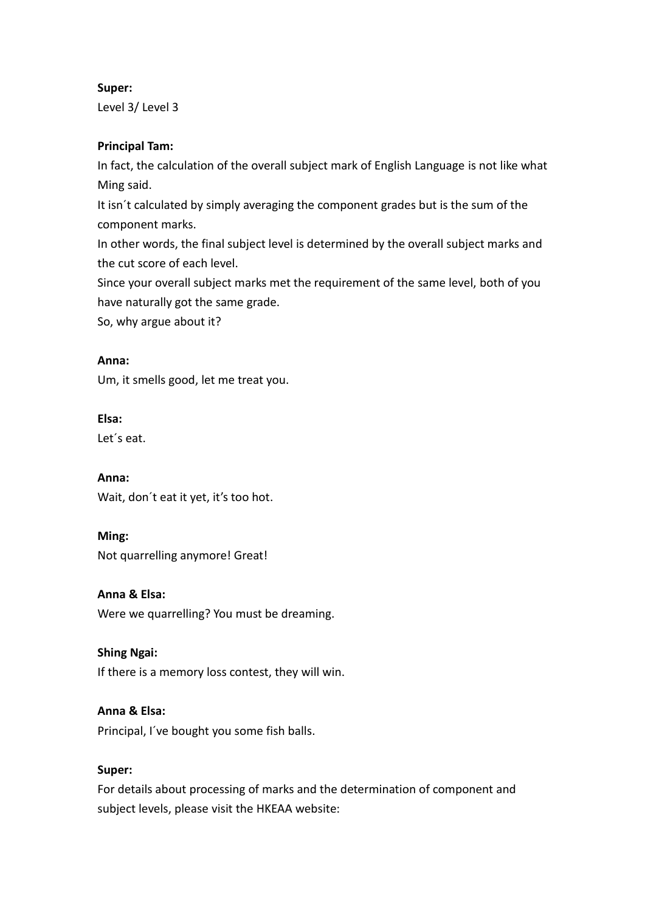**Super:**
Level 3/ Level 3

**Principal Tam:**
In fact, the calculation of the overall subject mark of English Language is not like what Ming said.
It isn´t calculated by simply averaging the component grades but is the sum of the component marks.
In other words, the final subject level is determined by the overall subject marks and the cut score of each level.
Since your overall subject marks met the requirement of the same level, both of you have naturally got the same grade.
So, why argue about it?

**Anna:**
Um, it smells good, let me treat you.

**Elsa:**
Let´s eat.

**Anna:**
Wait, don´t eat it yet, it's too hot.

**Ming:**
Not quarrelling anymore! Great!

**Anna & Elsa:**
Were we quarrelling? You must be dreaming.

**Shing Ngai:**
If there is a memory loss contest, they will win.

**Anna & Elsa:**
Principal, I´ve bought you some fish balls.

**Super:**
For details about processing of marks and the determination of component and subject levels, please visit the HKEAA website: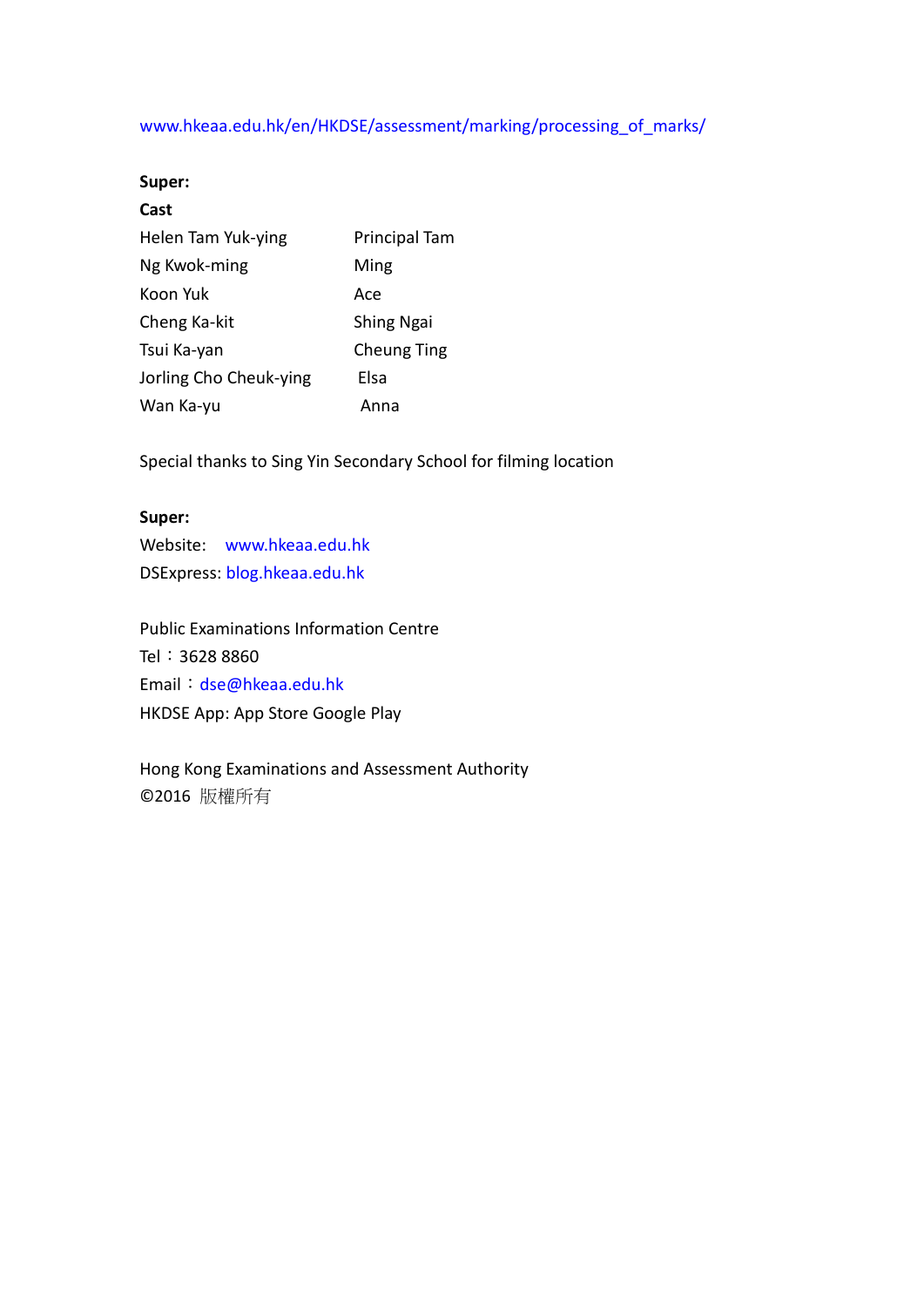www.hkeaa.edu.hk/en/HKDSE/assessment/marking/processing_of_marks/

**Super:**

**Cast**

| | |
|---|---|
| Helen Tam Yuk-ying | Principal Tam |
| Ng Kwok-ming | Ming |
| Koon Yuk | Ace |
| Cheng Ka-kit | Shing Ngai |
| Tsui Ka-yan | Cheung Ting |
| Jorling Cho Cheuk-ying | Elsa |
| Wan Ka-yu | Anna |

Special thanks to Sing Yin Secondary School for filming location

**Super:**

Website: www.hkeaa.edu.hk

DSExpress: blog.hkeaa.edu.hk

Public Examinations Information Centre

Tel：3628 8860

Email：dse@hkeaa.edu.hk

HKDSE App: App Store Google Play

Hong Kong Examinations and Assessment Authority

©2016 版權所有